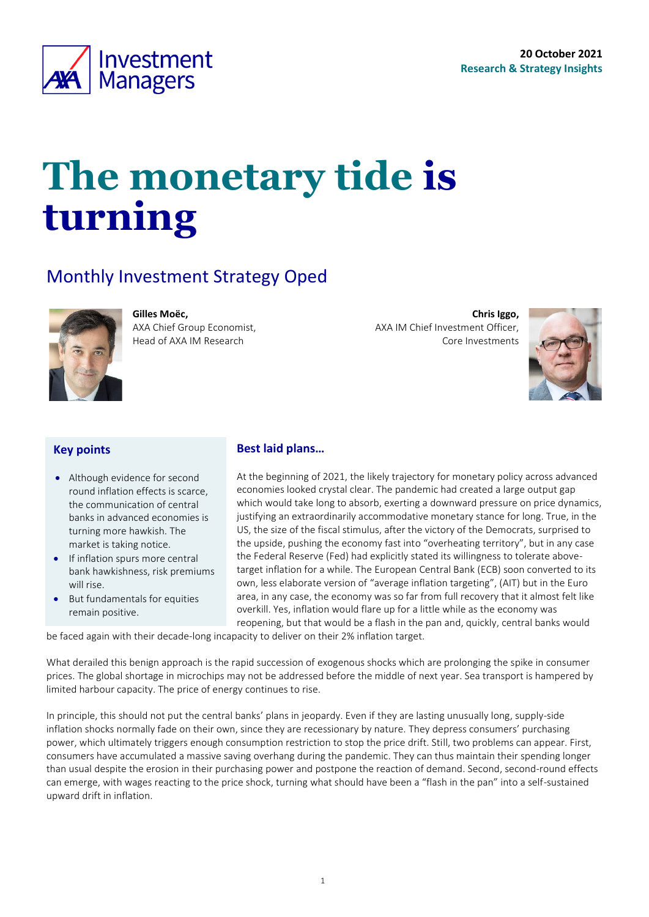20 October 2021
Research & Strategy Insights

# The monetary tide is turning

## Monthly Investment Strategy Oped

**Gilles Moëc,**
AXA Chief Group Economist,
Head of AXA IM Research

**Chris Iggo,**
AXA IM Chief Investment Officer,
Core Investments

### Key points

- Although evidence for second round inflation effects is scarce, the communication of central banks in advanced economies is turning more hawkish. The market is taking notice.
- If inflation spurs more central bank hawkishness, risk premiums will rise.
- But fundamentals for equities remain positive.

### Best laid plans…

At the beginning of 2021, the likely trajectory for monetary policy across advanced economies looked crystal clear. The pandemic had created a large output gap which would take long to absorb, exerting a downward pressure on price dynamics, justifying an extraordinarily accommodative monetary stance for long. True, in the US, the size of the fiscal stimulus, after the victory of the Democrats, surprised to the upside, pushing the economy fast into "overheating territory", but in any case the Federal Reserve (Fed) had explicitly stated its willingness to tolerate above-target inflation for a while. The European Central Bank (ECB) soon converted to its own, less elaborate version of "average inflation targeting", (AIT) but in the Euro area, in any case, the economy was so far from full recovery that it almost felt like overkill. Yes, inflation would flare up for a little while as the economy was reopening, but that would be a flash in the pan and, quickly, central banks would be faced again with their decade-long incapacity to deliver on their 2% inflation target.

What derailed this benign approach is the rapid succession of exogenous shocks which are prolonging the spike in consumer prices. The global shortage in microchips may not be addressed before the middle of next year. Sea transport is hampered by limited harbour capacity. The price of energy continues to rise.

In principle, this should not put the central banks' plans in jeopardy. Even if they are lasting unusually long, supply-side inflation shocks normally fade on their own, since they are recessionary by nature. They depress consumers' purchasing power, which ultimately triggers enough consumption restriction to stop the price drift. Still, two problems can appear. First, consumers have accumulated a massive saving overhang during the pandemic. They can thus maintain their spending longer than usual despite the erosion in their purchasing power and postpone the reaction of demand. Second, second-round effects can emerge, with wages reacting to the price shock, turning what should have been a "flash in the pan" into a self-sustained upward drift in inflation.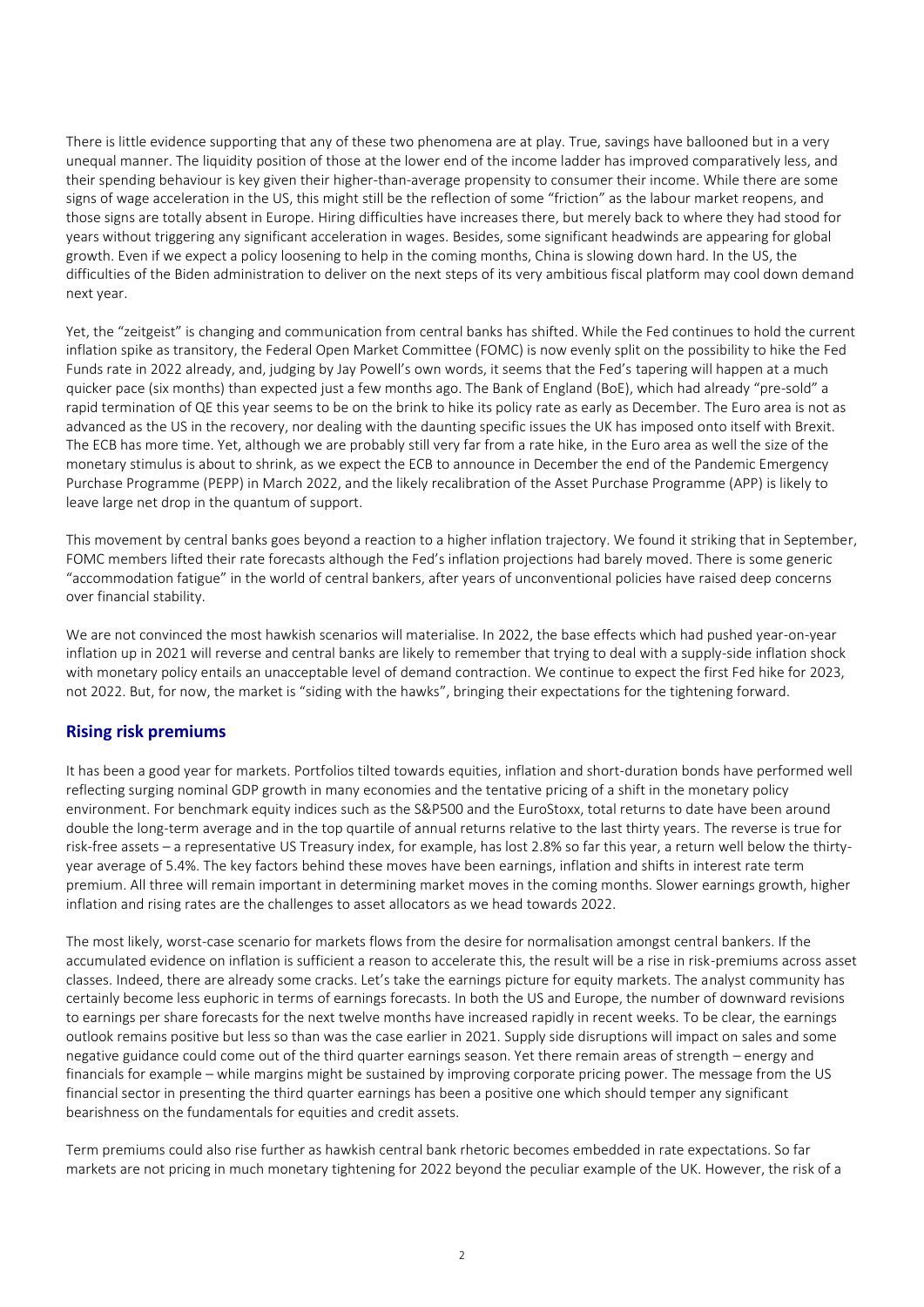There is little evidence supporting that any of these two phenomena are at play. True, savings have ballooned but in a very unequal manner. The liquidity position of those at the lower end of the income ladder has improved comparatively less, and their spending behaviour is key given their higher-than-average propensity to consumer their income. While there are some signs of wage acceleration in the US, this might still be the reflection of some "friction" as the labour market reopens, and those signs are totally absent in Europe. Hiring difficulties have increases there, but merely back to where they had stood for years without triggering any significant acceleration in wages. Besides, some significant headwinds are appearing for global growth. Even if we expect a policy loosening to help in the coming months, China is slowing down hard. In the US, the difficulties of the Biden administration to deliver on the next steps of its very ambitious fiscal platform may cool down demand next year.

Yet, the "zeitgeist" is changing and communication from central banks has shifted. While the Fed continues to hold the current inflation spike as transitory, the Federal Open Market Committee (FOMC) is now evenly split on the possibility to hike the Fed Funds rate in 2022 already, and, judging by Jay Powell's own words, it seems that the Fed's tapering will happen at a much quicker pace (six months) than expected just a few months ago. The Bank of England (BoE), which had already "pre-sold" a rapid termination of QE this year seems to be on the brink to hike its policy rate as early as December. The Euro area is not as advanced as the US in the recovery, nor dealing with the daunting specific issues the UK has imposed onto itself with Brexit. The ECB has more time. Yet, although we are probably still very far from a rate hike, in the Euro area as well the size of the monetary stimulus is about to shrink, as we expect the ECB to announce in December the end of the Pandemic Emergency Purchase Programme (PEPP) in March 2022, and the likely recalibration of the Asset Purchase Programme (APP) is likely to leave large net drop in the quantum of support.

This movement by central banks goes beyond a reaction to a higher inflation trajectory. We found it striking that in September, FOMC members lifted their rate forecasts although the Fed's inflation projections had barely moved. There is some generic "accommodation fatigue" in the world of central bankers, after years of unconventional policies have raised deep concerns over financial stability.

We are not convinced the most hawkish scenarios will materialise. In 2022, the base effects which had pushed year-on-year inflation up in 2021 will reverse and central banks are likely to remember that trying to deal with a supply-side inflation shock with monetary policy entails an unacceptable level of demand contraction. We continue to expect the first Fed hike for 2023, not 2022. But, for now, the market is "siding with the hawks", bringing their expectations for the tightening forward.

## Rising risk premiums

It has been a good year for markets. Portfolios tilted towards equities, inflation and short-duration bonds have performed well reflecting surging nominal GDP growth in many economies and the tentative pricing of a shift in the monetary policy environment. For benchmark equity indices such as the S&P500 and the EuroStoxx, total returns to date have been around double the long-term average and in the top quartile of annual returns relative to the last thirty years. The reverse is true for risk-free assets – a representative US Treasury index, for example, has lost 2.8% so far this year, a return well below the thirty-year average of 5.4%. The key factors behind these moves have been earnings, inflation and shifts in interest rate term premium. All three will remain important in determining market moves in the coming months. Slower earnings growth, higher inflation and rising rates are the challenges to asset allocators as we head towards 2022.

The most likely, worst-case scenario for markets flows from the desire for normalisation amongst central bankers. If the accumulated evidence on inflation is sufficient a reason to accelerate this, the result will be a rise in risk-premiums across asset classes. Indeed, there are already some cracks. Let's take the earnings picture for equity markets. The analyst community has certainly become less euphoric in terms of earnings forecasts. In both the US and Europe, the number of downward revisions to earnings per share forecasts for the next twelve months have increased rapidly in recent weeks. To be clear, the earnings outlook remains positive but less so than was the case earlier in 2021. Supply side disruptions will impact on sales and some negative guidance could come out of the third quarter earnings season. Yet there remain areas of strength – energy and financials for example – while margins might be sustained by improving corporate pricing power. The message from the US financial sector in presenting the third quarter earnings has been a positive one which should temper any significant bearishness on the fundamentals for equities and credit assets.

Term premiums could also rise further as hawkish central bank rhetoric becomes embedded in rate expectations. So far markets are not pricing in much monetary tightening for 2022 beyond the peculiar example of the UK. However, the risk of a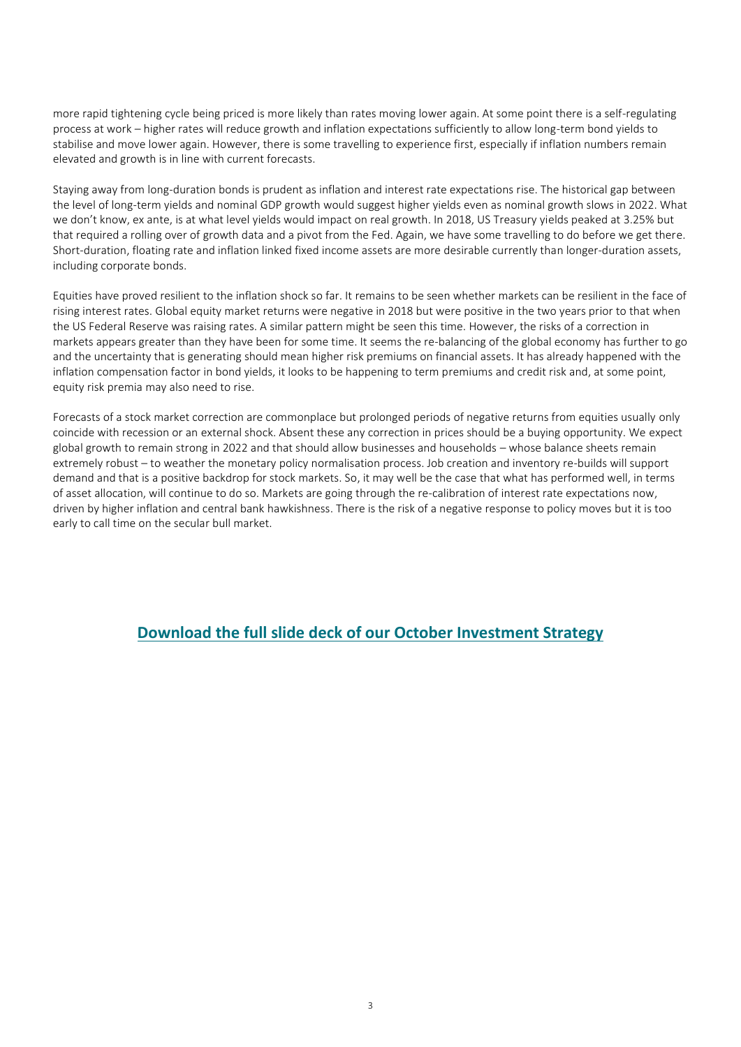more rapid tightening cycle being priced is more likely than rates moving lower again. At some point there is a self-regulating process at work – higher rates will reduce growth and inflation expectations sufficiently to allow long-term bond yields to stabilise and move lower again. However, there is some travelling to experience first, especially if inflation numbers remain elevated and growth is in line with current forecasts.

Staying away from long-duration bonds is prudent as inflation and interest rate expectations rise. The historical gap between the level of long-term yields and nominal GDP growth would suggest higher yields even as nominal growth slows in 2022. What we don't know, ex ante, is at what level yields would impact on real growth. In 2018, US Treasury yields peaked at 3.25% but that required a rolling over of growth data and a pivot from the Fed. Again, we have some travelling to do before we get there. Short-duration, floating rate and inflation linked fixed income assets are more desirable currently than longer-duration assets, including corporate bonds.

Equities have proved resilient to the inflation shock so far. It remains to be seen whether markets can be resilient in the face of rising interest rates. Global equity market returns were negative in 2018 but were positive in the two years prior to that when the US Federal Reserve was raising rates. A similar pattern might be seen this time. However, the risks of a correction in markets appears greater than they have been for some time. It seems the re-balancing of the global economy has further to go and the uncertainty that is generating should mean higher risk premiums on financial assets. It has already happened with the inflation compensation factor in bond yields, it looks to be happening to term premiums and credit risk and, at some point, equity risk premia may also need to rise.

Forecasts of a stock market correction are commonplace but prolonged periods of negative returns from equities usually only coincide with recession or an external shock. Absent these any correction in prices should be a buying opportunity. We expect global growth to remain strong in 2022 and that should allow businesses and households – whose balance sheets remain extremely robust – to weather the monetary policy normalisation process. Job creation and inventory re-builds will support demand and that is a positive backdrop for stock markets. So, it may well be the case that what has performed well, in terms of asset allocation, will continue to do so. Markets are going through the re-calibration of interest rate expectations now, driven by higher inflation and central bank hawkishness. There is the risk of a negative response to policy moves but it is too early to call time on the secular bull market.

**Download the full slide deck of our October Investment Strategy**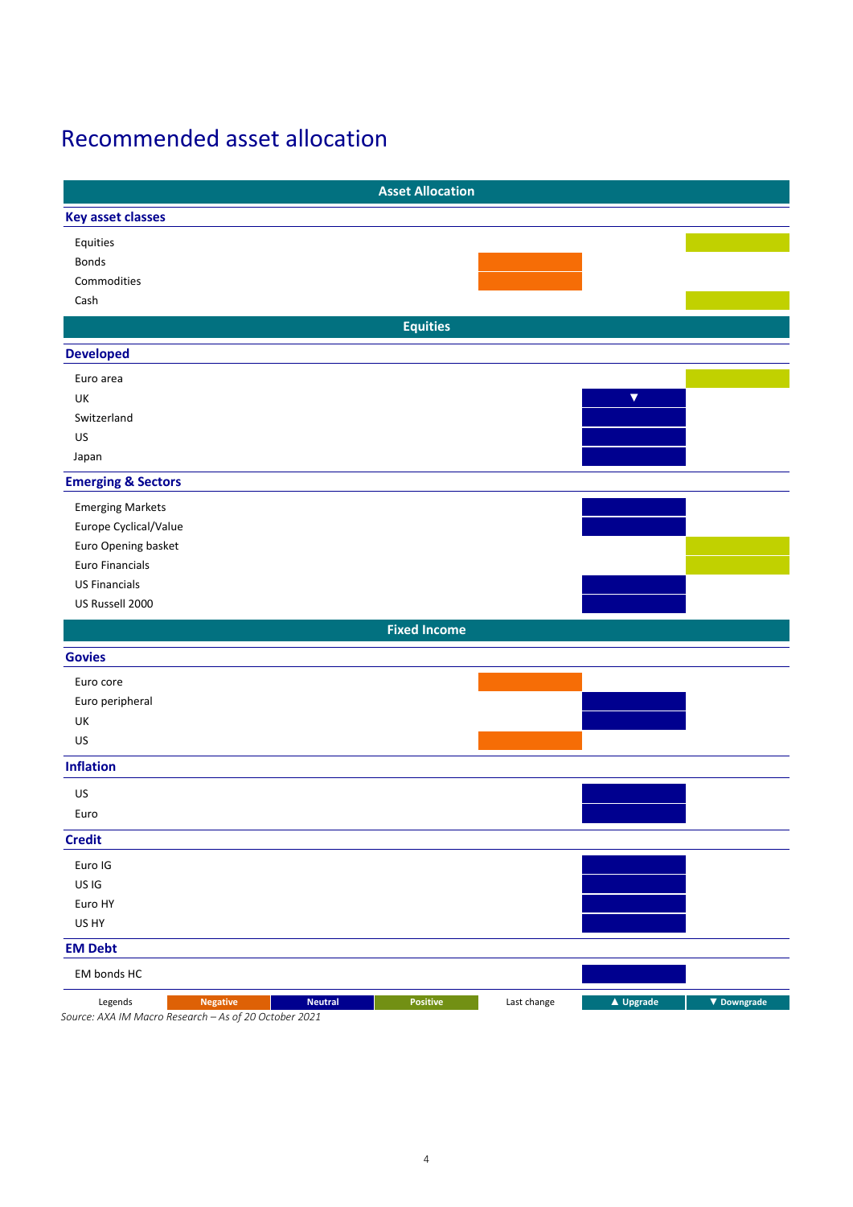# Recommended asset allocation

| Asset Allocation | Negative | Neutral | Positive |
|---|---|---|---|
| **Key asset classes** | | | |
| Equities | | | Positive |
| Bonds | Negative | | |
| Commodities | Negative | | |
| Cash | | | Positive |
| **Equities** | | | |
| **Developed** | | | |
| Euro area | | | Positive |
| UK | | Neutral ▼ | |
| Switzerland | | Neutral | |
| US | | Neutral | |
| Japan | | Neutral | |
| **Emerging & Sectors** | | | |
| Emerging Markets | | Neutral | |
| Europe Cyclical/Value | | Neutral | |
| Euro Opening basket | | | Positive |
| Euro Financials | | | Positive |
| US Financials | | Neutral | |
| US Russell 2000 | | Neutral | |
| **Fixed Income** | | | |
| **Govies** | | | |
| Euro core | Negative | | |
| Euro peripheral | | Neutral | |
| UK | | Neutral | |
| US | Negative | | |
| **Inflation** | | | |
| US | | Neutral | |
| Euro | | Neutral | |
| **Credit** | | | |
| Euro IG | | Neutral | |
| US IG | | Neutral | |
| Euro HY | | Neutral | |
| US HY | | Neutral | |
| **EM Debt** | | | |
| EM bonds HC | | Neutral | |

Legends: Negative | Neutral | Positive — Last change: ▲ Upgrade | ▼ Downgrade

*Source: AXA IM Macro Research – As of 20 October 2021*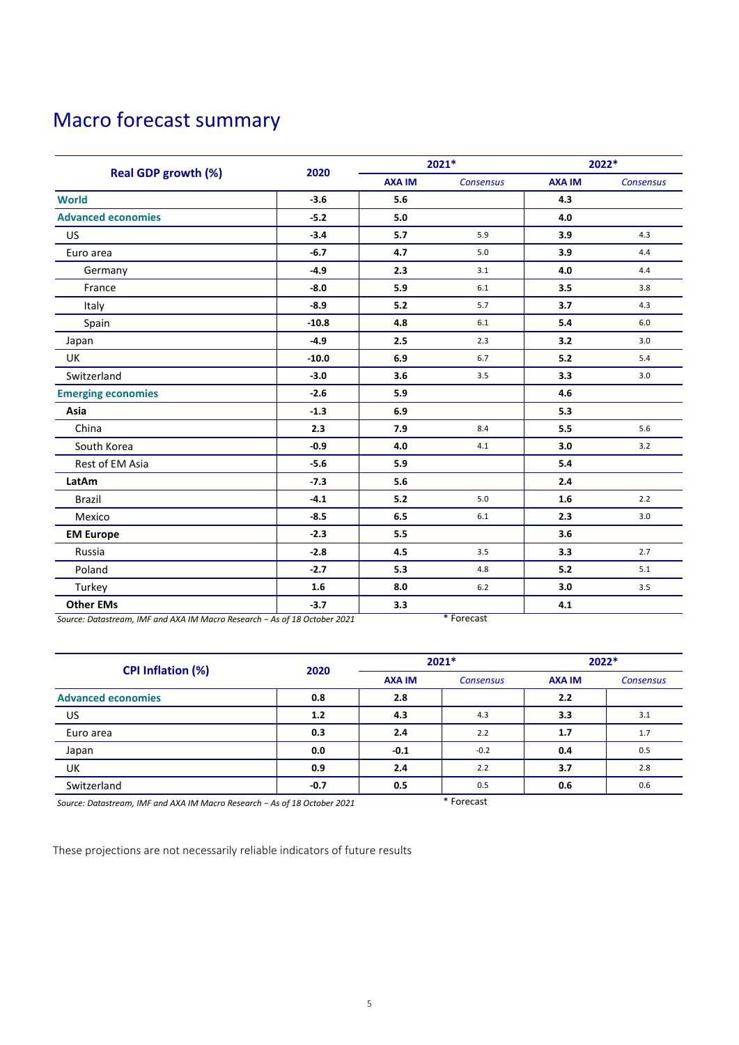# Macro forecast summary

| Real GDP growth (%) | 2020 | 2021* | | 2022* | |
|---|---|---|---|---|---|
| | | **AXA IM** | *Consensus* | **AXA IM** | *Consensus* |
| **World** | **-3.6** | **5.6** | | **4.3** | |
| **Advanced economies** | **-5.2** | **5.0** | | **4.0** | |
| US | **-3.4** | **5.7** | 5.9 | **3.9** | 4.3 |
| Euro area | **-6.7** | **4.7** | 5.0 | **3.9** | 4.4 |
| Germany | **-4.9** | **2.3** | 3.1 | **4.0** | 4.4 |
| France | **-8.0** | **5.9** | 6.1 | **3.5** | 3.8 |
| Italy | **-8.9** | **5.2** | 5.7 | **3.7** | 4.3 |
| Spain | **-10.8** | **4.8** | 6.1 | **5.4** | 6.0 |
| Japan | **-4.9** | **2.5** | 2.3 | **3.2** | 3.0 |
| UK | **-10.0** | **6.9** | 6.7 | **5.2** | 5.4 |
| Switzerland | **-3.0** | **3.6** | 3.5 | **3.3** | 3.0 |
| **Emerging economies** | **-2.6** | **5.9** | | **4.6** | |
| **Asia** | **-1.3** | **6.9** | | **5.3** | |
| China | **2.3** | **7.9** | 8.4 | **5.5** | 5.6 |
| South Korea | **-0.9** | **4.0** | 4.1 | **3.0** | 3.2 |
| Rest of EM Asia | **-5.6** | **5.9** | | **5.4** | |
| **LatAm** | **-7.3** | **5.6** | | **2.4** | |
| Brazil | **-4.1** | **5.2** | 5.0 | **1.6** | 2.2 |
| Mexico | **-8.5** | **6.5** | 6.1 | **2.3** | 3.0 |
| **EM Europe** | **-2.3** | **5.5** | | **3.6** | |
| Russia | **-2.8** | **4.5** | 3.5 | **3.3** | 2.7 |
| Poland | **-2.7** | **5.3** | 4.8 | **5.2** | 5.1 |
| Turkey | **1.6** | **8.0** | 6.2 | **3.0** | 3.5 |
| **Other EMs** | **-3.7** | **3.3** | | **4.1** | |

*Source: Datastream, IMF and AXA IM Macro Research – As of 18 October 2021*

\* Forecast

| CPI Inflation (%) | 2020 | 2021* | | 2022* | |
|---|---|---|---|---|---|
| | | **AXA IM** | *Consensus* | **AXA IM** | *Consensus* |
| **Advanced economies** | **0.8** | **2.8** | | **2.2** | |
| US | **1.2** | **4.3** | 4.3 | **3.3** | 3.1 |
| Euro area | **0.3** | **2.4** | 2.2 | **1.7** | 1.7 |
| Japan | **0.0** | **-0.1** | -0.2 | **0.4** | 0.5 |
| UK | **0.9** | **2.4** | 2.2 | **3.7** | 2.8 |
| Switzerland | **-0.7** | **0.5** | 0.5 | **0.6** | 0.6 |

*Source: Datastream, IMF and AXA IM Macro Research – As of 18 October 2021*

\* Forecast

These projections are not necessarily reliable indicators of future results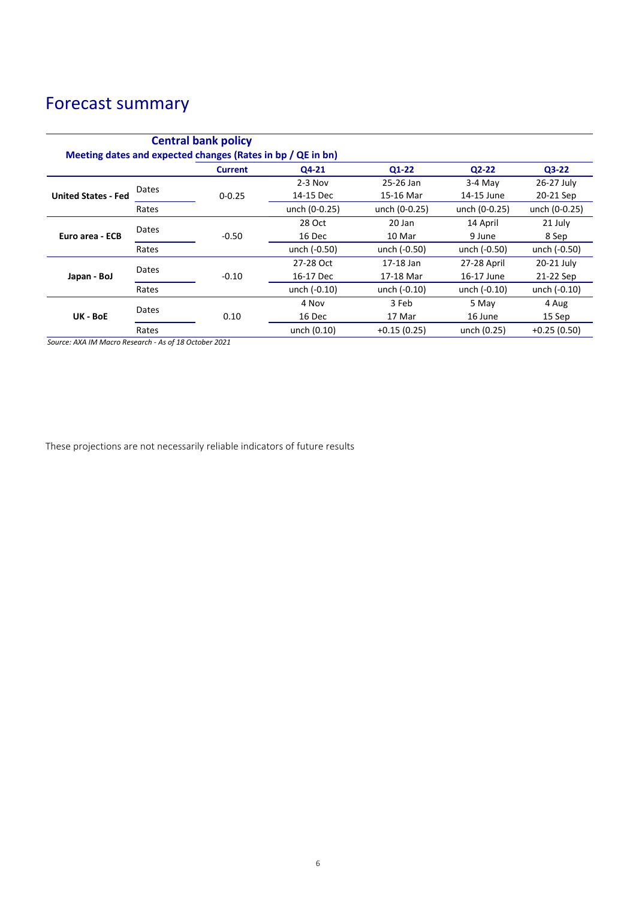# Forecast summary

| Central bank policy | | | | | | |
|---|---|---|---|---|---|---|
| **Meeting dates and expected changes (Rates in bp / QE in bn)** | | | | | | |
| | | **Current** | **Q4-21** | **Q1-22** | **Q2-22** | **Q3-22** |
| **United States - Fed** | Dates | 0-0.25 | 2-3 Nov<br>14-15 Dec | 25-26 Jan<br>15-16 Mar | 3-4 May<br>14-15 June | 26-27 July<br>20-21 Sep |
| | Rates | | unch (0-0.25) | unch (0-0.25) | unch (0-0.25) | unch (0-0.25) |
| **Euro area - ECB** | Dates | -0.50 | 28 Oct<br>16 Dec | 20 Jan<br>10 Mar | 14 April<br>9 June | 21 July<br>8 Sep |
| | Rates | | unch (-0.50) | unch (-0.50) | unch (-0.50) | unch (-0.50) |
| **Japan - BoJ** | Dates | -0.10 | 27-28 Oct<br>16-17 Dec | 17-18 Jan<br>17-18 Mar | 27-28 April<br>16-17 June | 20-21 July<br>21-22 Sep |
| | Rates | | unch (-0.10) | unch (-0.10) | unch (-0.10) | unch (-0.10) |
| **UK - BoE** | Dates | 0.10 | 4 Nov<br>16 Dec | 3 Feb<br>17 Mar | 5 May<br>16 June | 4 Aug<br>15 Sep |
| | Rates | | unch (0.10) | +0.15 (0.25) | unch (0.25) | +0.25 (0.50) |

*Source: AXA IM Macro Research - As of 18 October 2021*

These projections are not necessarily reliable indicators of future results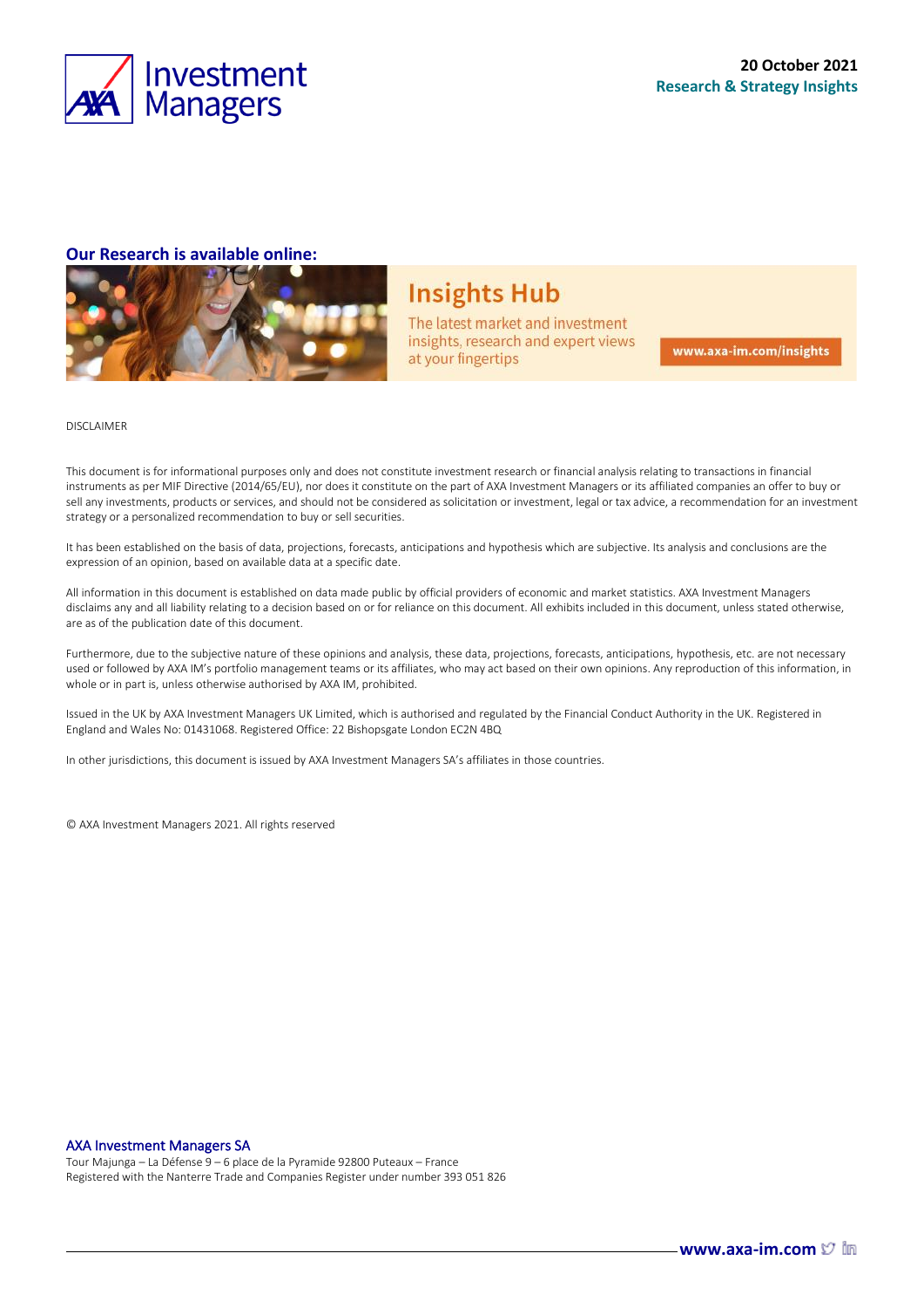20 October 2021
Research & Strategy Insights

## Our Research is available online:

**Insights Hub**

The latest market and investment insights, research and expert views at your fingertips

www.axa-im.com/insights

DISCLAIMER

This document is for informational purposes only and does not constitute investment research or financial analysis relating to transactions in financial instruments as per MIF Directive (2014/65/EU), nor does it constitute on the part of AXA Investment Managers or its affiliated companies an offer to buy or sell any investments, products or services, and should not be considered as solicitation or investment, legal or tax advice, a recommendation for an investment strategy or a personalized recommendation to buy or sell securities.

It has been established on the basis of data, projections, forecasts, anticipations and hypothesis which are subjective. Its analysis and conclusions are the expression of an opinion, based on available data at a specific date.

All information in this document is established on data made public by official providers of economic and market statistics. AXA Investment Managers disclaims any and all liability relating to a decision based on or for reliance on this document. All exhibits included in this document, unless stated otherwise, are as of the publication date of this document.

Furthermore, due to the subjective nature of these opinions and analysis, these data, projections, forecasts, anticipations, hypothesis, etc. are not necessary used or followed by AXA IM's portfolio management teams or its affiliates, who may act based on their own opinions. Any reproduction of this information, in whole or in part is, unless otherwise authorised by AXA IM, prohibited.

Issued in the UK by AXA Investment Managers UK Limited, which is authorised and regulated by the Financial Conduct Authority in the UK. Registered in England and Wales No: 01431068. Registered Office: 22 Bishopsgate London EC2N 4BQ

In other jurisdictions, this document is issued by AXA Investment Managers SA's affiliates in those countries.

© AXA Investment Managers 2021. All rights reserved

AXA Investment Managers SA
Tour Majunga – La Défense 9 – 6 place de la Pyramide 92800 Puteaux – France
Registered with the Nanterre Trade and Companies Register under number 393 051 826

www.axa-im.com